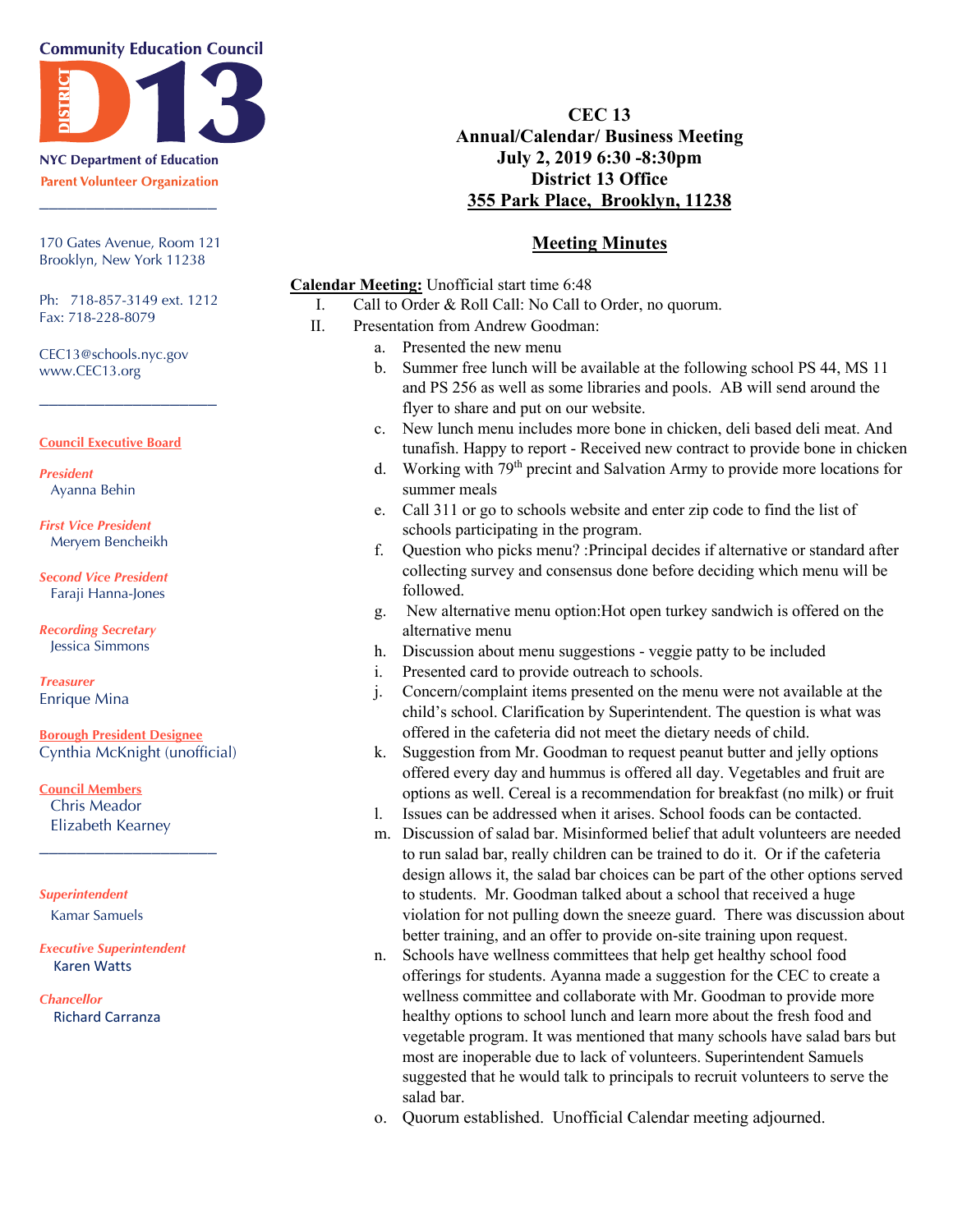**Community Education Council**

**DISTRICT 13**

**NYC Department of Education**

**Parent Volunteer Organization**

170 Gates Avenue, Room 121
Brooklyn, New York 11238

Ph: 718-857-3149 ext. 1212
Fax: 718-228-8079

CEC13@schools.nyc.gov
www.CEC13.org

**Council Executive Board**

*President*
Ayanna Behin

*First Vice President*
Meryem Bencheikh

*Second Vice President*
Faraji Hanna-Jones

*Recording Secretary*
Jessica Simmons

*Treasurer*
Enrique Mina

**Borough President Designee**
Cynthia McKnight (unofficial)

**Council Members**
Chris Meador
Elizabeth Kearney

*Superintendent*
Kamar Samuels

*Executive Superintendent*
Karen Watts

*Chancellor*
Richard Carranza

# CEC 13
## Annual/Calendar/ Business Meeting
## July 2, 2019 6:30 -8:30pm
## District 13 Office
## 355 Park Place, Brooklyn, 11238

## Meeting Minutes

**Calendar Meeting:** Unofficial start time 6:48

I. Call to Order & Roll Call: No Call to Order, no quorum.

II. Presentation from Andrew Goodman:
   a. Presented the new menu
   b. Summer free lunch will be available at the following school PS 44, MS 11 and PS 256 as well as some libraries and pools. AB will send around the flyer to share and put on our website.
   c. New lunch menu includes more bone in chicken, deli based deli meat. And tunafish. Happy to report - Received new contract to provide bone in chicken
   d. Working with 79th precint and Salvation Army to provide more locations for summer meals
   e. Call 311 or go to schools website and enter zip code to find the list of schools participating in the program.
   f. Question who picks menu? :Principal decides if alternative or standard after collecting survey and consensus done before deciding which menu will be followed.
   g. New alternative menu option:Hot open turkey sandwich is offered on the alternative menu
   h. Discussion about menu suggestions - veggie patty to be included
   i. Presented card to provide outreach to schools.
   j. Concern/complaint items presented on the menu were not available at the child's school. Clarification by Superintendent. The question is what was offered in the cafeteria did not meet the dietary needs of child.
   k. Suggestion from Mr. Goodman to request peanut butter and jelly options offered every day and hummus is offered all day. Vegetables and fruit are options as well. Cereal is a recommendation for breakfast (no milk) or fruit
   l. Issues can be addressed when it arises. School foods can be contacted.
   m. Discussion of salad bar. Misinformed belief that adult volunteers are needed to run salad bar, really children can be trained to do it. Or if the cafeteria design allows it, the salad bar choices can be part of the other options served to students. Mr. Goodman talked about a school that received a huge violation for not pulling down the sneeze guard. There was discussion about better training, and an offer to provide on-site training upon request.
   n. Schools have wellness committees that help get healthy school food offerings for students. Ayanna made a suggestion for the CEC to create a wellness committee and collaborate with Mr. Goodman to provide more healthy options to school lunch and learn more about the fresh food and vegetable program. It was mentioned that many schools have salad bars but most are inoperable due to lack of volunteers. Superintendent Samuels suggested that he would talk to principals to recruit volunteers to serve the salad bar.
   o. Quorum established. Unofficial Calendar meeting adjourned.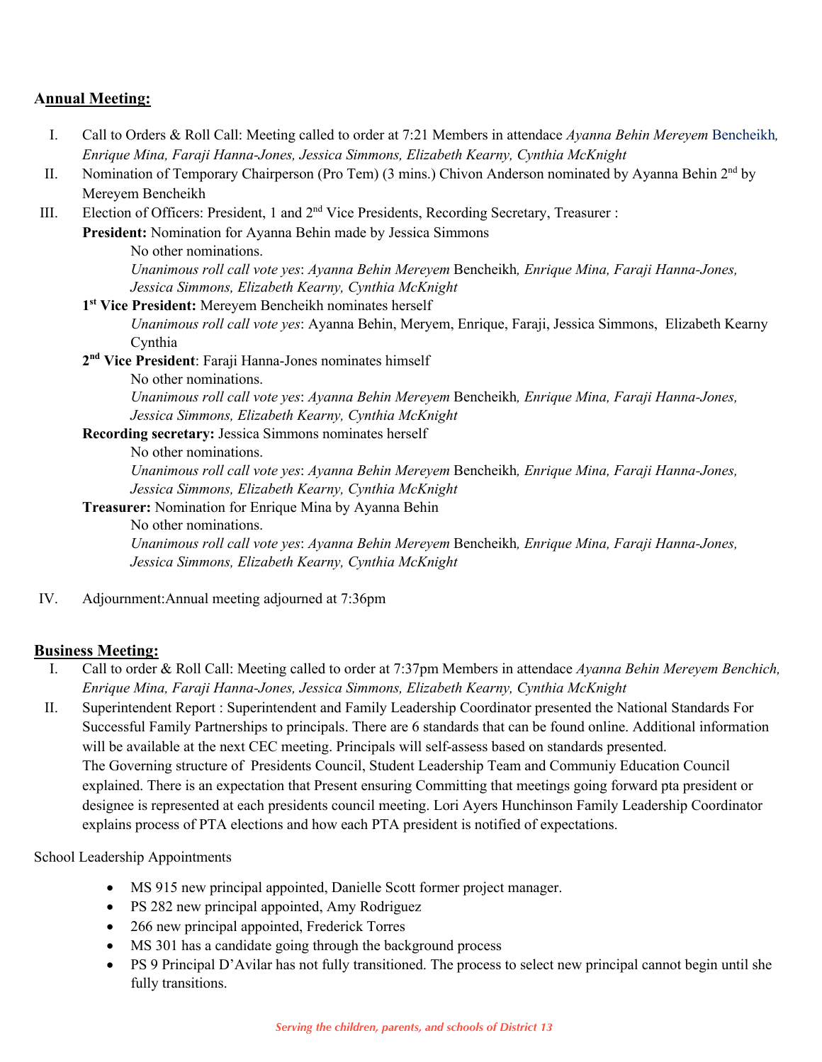## Annual Meeting:

I. Call to Orders & Roll Call: Meeting called to order at 7:21 Members in attendace *Ayanna Behin Mereyem* Bencheikh*, Enrique Mina, Faraji Hanna-Jones, Jessica Simmons, Elizabeth Kearny, Cynthia McKnight*

II. Nomination of Temporary Chairperson (Pro Tem) (3 mins.) Chivon Anderson nominated by Ayanna Behin 2nd by Mereyem Bencheikh

III. Election of Officers: President, 1 and 2nd Vice Presidents, Recording Secretary, Treasurer :

**President:** Nomination for Ayanna Behin made by Jessica Simmons

No other nominations.

*Unanimous roll call vote yes*: *Ayanna Behin Mereyem* Bencheikh*, Enrique Mina, Faraji Hanna-Jones, Jessica Simmons, Elizabeth Kearny, Cynthia McKnight*

**1st Vice President:** Mereyem Bencheikh nominates herself

*Unanimous roll call vote yes*: Ayanna Behin, Meryem, Enrique, Faraji, Jessica Simmons, Elizabeth Kearny Cynthia

**2nd Vice President**: Faraji Hanna-Jones nominates himself

No other nominations.

*Unanimous roll call vote yes*: *Ayanna Behin Mereyem* Bencheikh*, Enrique Mina, Faraji Hanna-Jones, Jessica Simmons, Elizabeth Kearny, Cynthia McKnight*

**Recording secretary:** Jessica Simmons nominates herself

No other nominations.

*Unanimous roll call vote yes*: *Ayanna Behin Mereyem* Bencheikh*, Enrique Mina, Faraji Hanna-Jones, Jessica Simmons, Elizabeth Kearny, Cynthia McKnight*

**Treasurer:** Nomination for Enrique Mina by Ayanna Behin

No other nominations.

*Unanimous roll call vote yes*: *Ayanna Behin Mereyem* Bencheikh*, Enrique Mina, Faraji Hanna-Jones, Jessica Simmons, Elizabeth Kearny, Cynthia McKnight*

IV. Adjournment:Annual meeting adjourned at 7:36pm

## Business Meeting:

I. Call to order & Roll Call: Meeting called to order at 7:37pm Members in attendace *Ayanna Behin Mereyem Benchich, Enrique Mina, Faraji Hanna-Jones, Jessica Simmons, Elizabeth Kearny, Cynthia McKnight*

II. Superintendent Report : Superintendent and Family Leadership Coordinator presented the National Standards For Successful Family Partnerships to principals. There are 6 standards that can be found online. Additional information will be available at the next CEC meeting. Principals will self-assess based on standards presented.
The Governing structure of Presidents Council, Student Leadership Team and Communiy Education Council explained. There is an expectation that Present ensuring Committing that meetings going forward pta president or designee is represented at each presidents council meeting. Lori Ayers Hunchinson Family Leadership Coordinator explains process of PTA elections and how each PTA president is notified of expectations.

School Leadership Appointments

- MS 915 new principal appointed, Danielle Scott former project manager.
- PS 282 new principal appointed, Amy Rodriguez
- 266 new principal appointed, Frederick Torres
- MS 301 has a candidate going through the background process
- PS 9 Principal D'Avilar has not fully transitioned. The process to select new principal cannot begin until she fully transitions.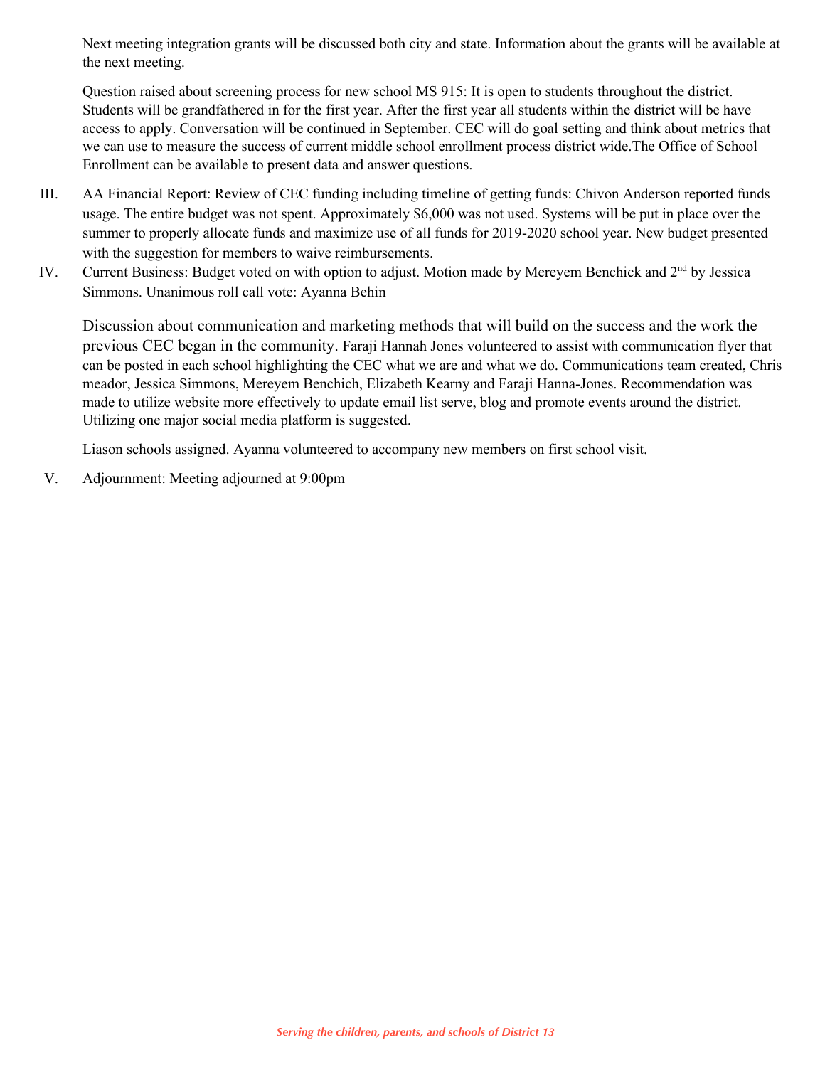Next meeting integration grants will be discussed both city and state. Information about the grants will be available at the next meeting.

Question raised about screening process for new school MS 915: It is open to students throughout the district. Students will be grandfathered in for the first year. After the first year all students within the district will be have access to apply. Conversation will be continued in September. CEC will do goal setting and think about metrics that we can use to measure the success of current middle school enrollment process district wide.The Office of School Enrollment can be available to present data and answer questions.

III. AA Financial Report: Review of CEC funding including timeline of getting funds: Chivon Anderson reported funds usage. The entire budget was not spent. Approximately $6,000 was not used. Systems will be put in place over the summer to properly allocate funds and maximize use of all funds for 2019-2020 school year. New budget presented with the suggestion for members to waive reimbursements.

IV. Current Business: Budget voted on with option to adjust. Motion made by Mereyem Benchick and 2nd by Jessica Simmons. Unanimous roll call vote: Ayanna Behin

Discussion about communication and marketing methods that will build on the success and the work the previous CEC began in the community. Faraji Hannah Jones volunteered to assist with communication flyer that can be posted in each school highlighting the CEC what we are and what we do. Communications team created, Chris meador, Jessica Simmons, Mereyem Benchich, Elizabeth Kearny and Faraji Hanna-Jones. Recommendation was made to utilize website more effectively to update email list serve, blog and promote events around the district. Utilizing one major social media platform is suggested.

Liason schools assigned. Ayanna volunteered to accompany new members on first school visit.

V. Adjournment: Meeting adjourned at 9:00pm